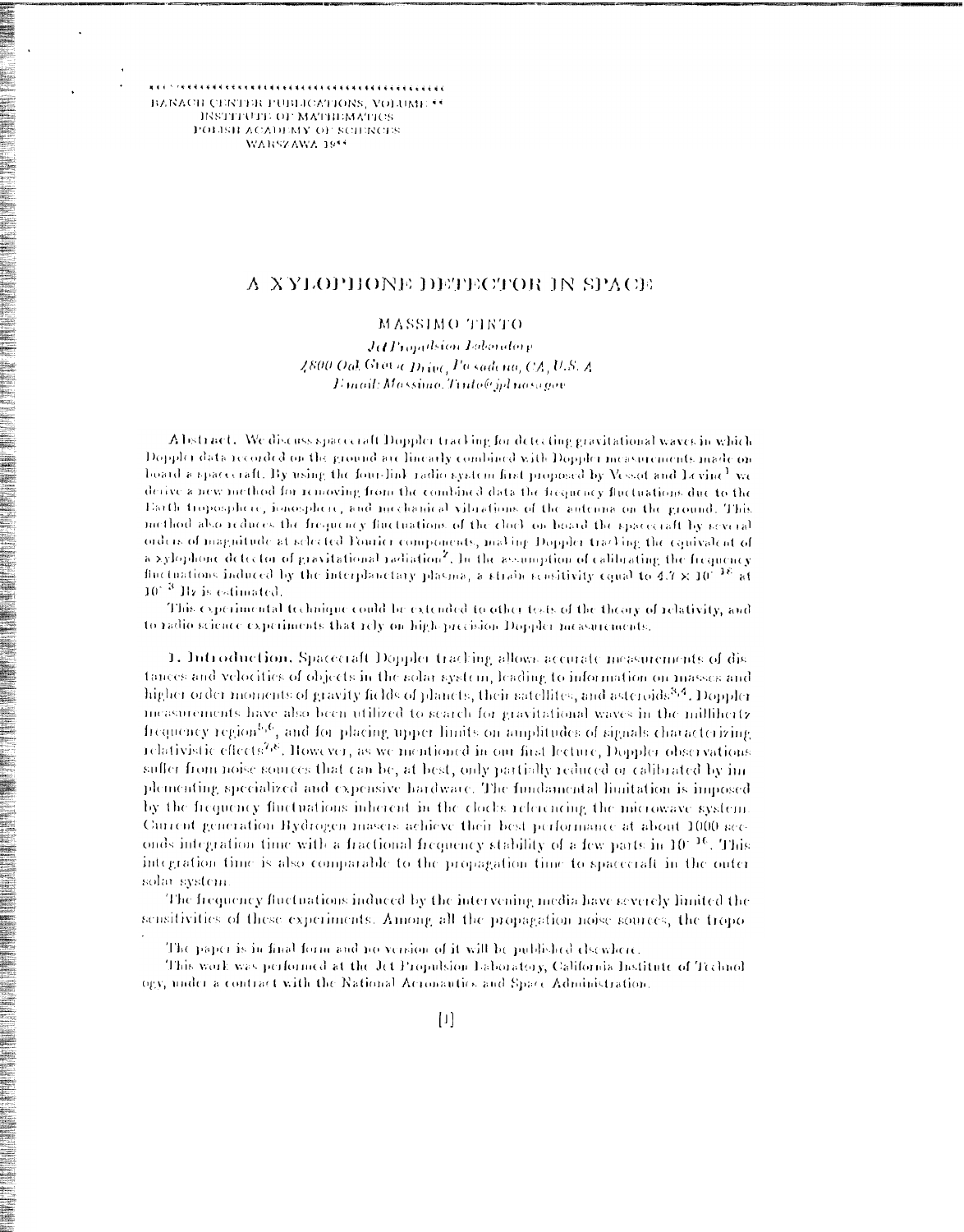BANACH CENTER PUBLICATIONS, VOLUME **
INSTITUTE OF MATHEMATICS
POLISH ACADEMY OF SCIENCES
WARSZAWA 19**

# A XYLOPHONE DETECTOR IN SPACE

## MASSIMO TINTO

*Jet Propulsion Laboratory*
*4800 Oak Grove Drive, Pasadena, CA, U.S.A*
*Email: Massimo.Tinto@jpl.nasa.gov*

**Abstract.** We discuss spacecraft Doppler tracking for detecting gravitational waves in which Doppler data recorded on the ground are linearly combined with Doppler measurements made on board a spacecraft. By using the four-link radio system first proposed by Vessot and Levine[1] we derive a new method for removing from the combined data the frequency fluctuations due to the Earth troposphere, ionosphere, and mechanical vibrations of the antenna on the ground. This method also reduces the frequency fluctuations of the clock on board the spacecraft by several orders of magnitude at selected Fourier components, making Doppler tracking the equivalent of a xylophone detector of gravitational radiation[2]. In the assumption of calibrating the frequency fluctuations induced by the interplanetary plasma, a strain sensitivity equal to $4.7 \times 10^{-18}$ at $10^{-3}$ Hz is estimated.

This experimental technique could be extended to other tests of the theory of relativity, and to radio science experiments that rely on high-precision Doppler measurements.

**1. Introduction.** Spacecraft Doppler tracking allows accurate measurements of distances and velocities of objects in the solar system, leading to information on masses and higher order moments of gravity fields of planets, their satellites, and asteroids[3,4]. Doppler measurements have also been utilized to search for gravitational waves in the millihertz frequency region[5,6], and for placing upper limits on amplitudes of signals characterizing relativistic effects[7,8]. However, as we mentioned in our first lecture, Doppler observations suffer from noise sources that can be, at best, only partially reduced or calibrated by implementing specialized and expensive hardware. The fundamental limitation is imposed by the frequency fluctuations inherent in the clocks referencing the microwave system. Current generation Hydrogen masers achieve their best performance at about 1000 seconds integration time with a fractional frequency stability of a few parts in $10^{-16}$. This integration time is also comparable to the propagation time to spacecraft in the outer solar system.

The frequency fluctuations induced by the intervening media have severely limited the sensitivities of these experiments. Among all the propagation noise sources, the tropo-

The paper is in final form and no version of it will be published elsewhere.

This work was performed at the Jet Propulsion Laboratory, California Institute of Technology, under a contract with the National Aeronautics and Space Administration.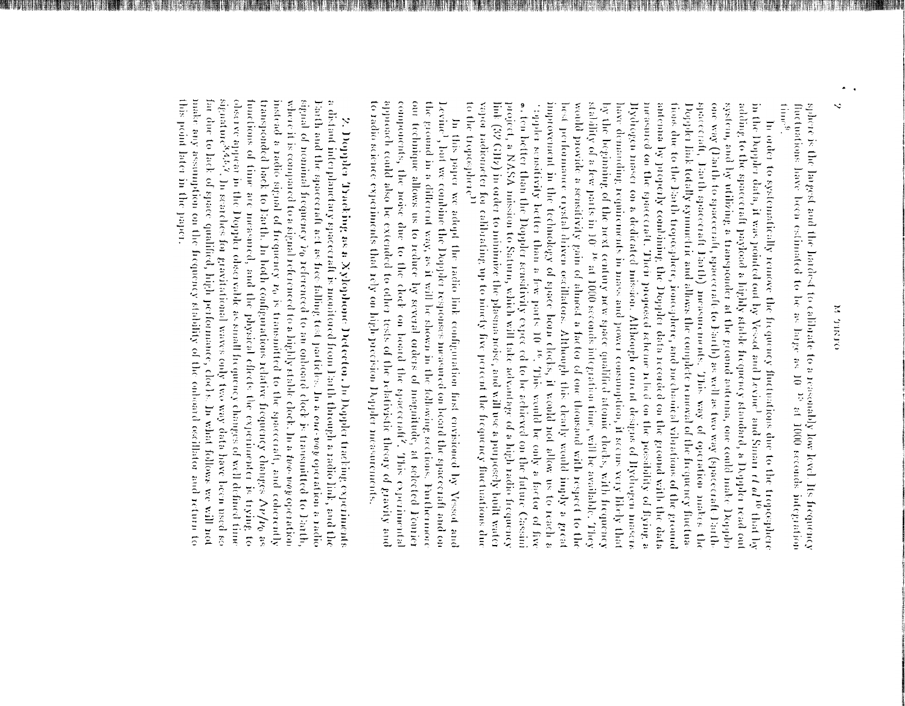sphere is the largest and the hardest to calibrate to a reasonably low level. Its frequency fluctuations have been estimated to be as large as $10^{-13}$ at 1000 seconds integration time[9].

In order to systematically remove the frequency fluctuations due to the troposphere in the Doppler data, it was pointed out by Vessot and Levine[1] and Smarr *et al*[10] that by adding to the spacecraft payload a highly stable frequency standard, a Doppler read out system, and by utilizing a transponder at the ground antenna, one could make Doppler one way (Earth to spacecraft, spacecraft to Earth) as well as two way (spacecraft Earth spacecraft, Earth spacecraft Earth) measurements. This way of operation makes the Doppler link totally symmetric and allows the complete removal of the frequency fluctuations due to the Earth troposphere, ionosphere, and mechanical vibrations of the ground antenna by properly combining the Doppler data recorded on the ground with the data measured on the spacecraft. Their proposed scheme relied on the possibility of flying a Hydrogen maser on a dedicated mission. Although current designs of Hydrogen masers have demanding requirements in mass and power consumption, it seems very likely that by the beginning of the next century new space qualified atomic clocks, with frequency stability of a few parts in $10^{-16}$ at 1000 seconds integration time, will be available. They would provide a sensitivity gain of almost a factor of one thousand with respect to the best performance crystal driven oscillators. Although this clearly would imply a great improvement in the technology of space born clocks, it would not allow us to reach a Doppler sensitivity better than a few parts $10^{-16}$. This would be only a factor of five or ten better than the Doppler sensitivity expected to be achieved on the future Cassini project, a NASA mission to Saturn, which will take advantage of a high radio frequency link (32 GHz) in order to minimize the plasma noise, and will use a purposely built water vapor radiometer for calibrating up to ninety five percent the frequency fluctuations due to the troposphere[11].

In this paper we adopt the radio link configuration first envisioned by Vessot and Levine[1], but we combine the Doppler responses measured on board the spacecraft and on the ground in a different way, as it will be shown in the following sections. Furthermore our technique allows us to reduce by several orders of magnitude, at selected Fourier components, the noise due to the clock on board the spacecraft[2]. This experimental approach could also be extended to other tests of the relativistic theory of gravity and to radio science experiments that rely on high precision Doppler measurements.

**2. Doppler Tracking as a Xylophone Detector.** In Doppler tracking experiments a distant interplanetary spacecraft is monitored from Earth through a radio link, and the Earth and the spacecraft act as free falling test particles. In a *one-way* operation a radio signal of nominal frequency $\nu_0$ referenced to an onboard clock is transmitted to Earth, where it is compared to a signal referenced to a highly stable clock. In a *two-way* operation instead a radio signal of frequency $\nu_0$ is transmitted to the spacecraft, and coherently transponded back to Earth. In both configurations relative frequency changes $\Delta\nu/\nu_0$ as functions of time are measured, and the physical effects the experimenter is trying to observe appear in the Doppler observable as small frequency changes of well defined time signature[3,4,5,7]. In searches for gravitational waves only two way data have been used so far due to lack of space qualified, high performance, clocks. In what follows we will not make any assumption on the frequency stability of the onboard oscillator and return to this point later in the paper.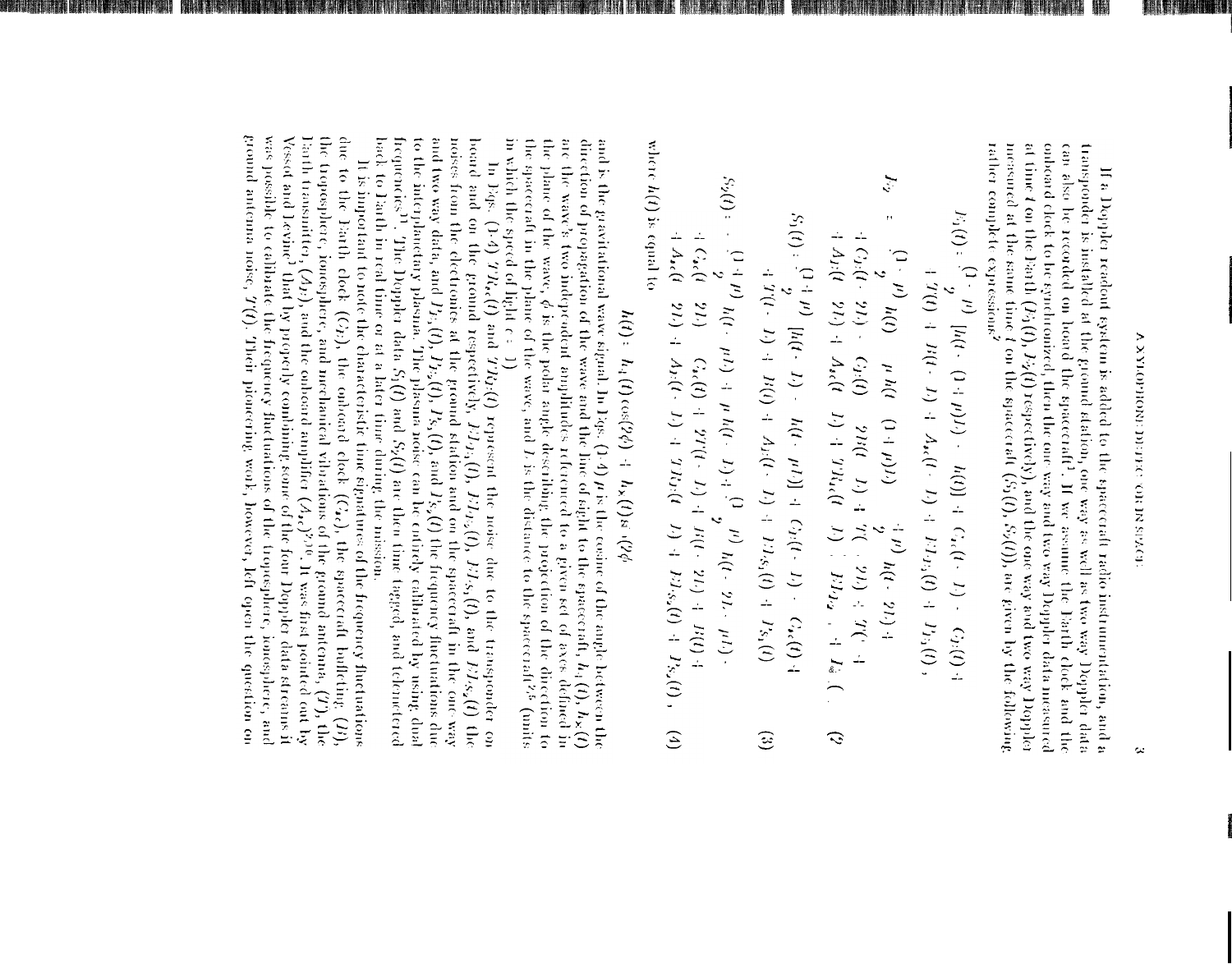If a Doppler readout system is added to the spacecraft radio instrumentation, and a transponder is installed at the ground station, one way as well as two way Doppler data can also be recorded on board the spacecraft[1]. If we assume the Earth clock and the onboard clock to be synchronized, then the one way and two way Doppler data measured at time $t$ on the Earth ($E_1(t)$, $E_2(t)$ respectively), and the one way and two way Doppler measured at the same time $t$ on the spacecraft ($S_1(t)$, $S_2(t)$), are given by the following rather complex expressions[2]

$$E_1(t) = \frac{(1-\mu)}{2}\left[h(t-(1+\mu)L) - h(t)\right] + C_{sc}(t-L) - C_E(t) + T(t) + B(t-L) + A_{sc}(t-L) + EL_{E_1}(t) + P_{E_1}(t) \,,$$

$$E_2 = -\frac{(1-\mu)}{2}h(t) - \mu h(t-(1+\mu)L) + \frac{(1+\mu)}{2}h(t-2L) + C_E(t-2L) - C_E(t) + 2B(t-L) + T(t-2L) + T(t) + A_E(t-2L) + A_{sc}(t-L) + TR_{sc}(t-L) + EL_{E_2}(t) + P_{E_2}(t) \qquad (2)$$

$$S_1(t) = \frac{(1+\mu)}{2}\left[h(t-L) - h(t-\mu L)\right] + C_E(t-L) - C_{sc}(t) + T(t-L) + B(t) + A_E(t-L) + EL_{S_1}(t) + P_{S_1}(t) \qquad (3)$$

$$S_2(t) = -\frac{(1+\mu)}{2}h(t-\mu L) + \mu h(t-L) + \frac{(1-\mu)}{2}h(t-2L-\mu L) + C_{sc}(t-2L) - C_{sc}(t) + 2T(t-L) + B(t-2L) + B(t) + A_{sc}(t-2L) + A_E(t-L) + TR_E(t-L) + EL_{S_2}(t) + P_{S_2}(t) \,, \qquad (4)$$

where $h(t)$ is equal to

$$h(t) = h_+(t)\cos(2\phi) + h_\times(t)\sin(2\phi)$$

and is the gravitational wave signal. In Eqs. (1-4) $\mu$ is the cosine of the angle between the direction of propagation of the wave and the line of sight to the spacecraft, $h_+(t)$, $h_\times(t)$ are the wave's two independent amplitudes referenced to a given set of axes defined in the plane of the wave, $\phi$ is the polar angle describing the projection of the direction to the spacecraft in the plane of the wave, and $L$ is the distance to the spacecraft[2,5] (units in which the speed of light $c = 1$).

In Eqs. (1-4) $TR_{sc}(t)$ and $TR_E(t)$ represent the noise due to the transponder on board and on the ground respectively, $EL_{E_1}(t)$, $EL_{E_2}(t)$, $EL_{S_1}(t)$, and $EL_{S_2}(t)$ the noises from the electronics at the ground station and on the spacecraft in the one way and two way data, and $P_{E_1}(t)$, $P_{E_2}(t)$, $P_{S_1}(t)$, and $P_{S_2}(t)$ the frequency fluctuations due to the interplanetary plasma. The plasma noise can be entirely calibrated by using dual frequencies[7]. The Doppler data $S_1(t)$ and $S_2(t)$ are then time tagged, and telemetered back to Earth in real time or at a later time during the mission.

It is important to note the characteristic time signatures of the frequency fluctuations due to the Earth clock ($C_E$), the onboard clock ($C_{sc}$), the spacecraft buffeting ($B$), the troposphere, ionosphere, and mechanical vibrations of the ground antenna, ($T$), the Earth transmitter, ($A_E$), and the onboard amplifier ($A_{sc}$)[2,10]. It was first pointed out by Vessot and Levine[3] that by properly combining some of the four Doppler data streams it was possible to calibrate the frequency fluctuations of the troposphere, ionosphere, and ground antenna noise, $T(t)$. Their pioneering work, however, left open the question on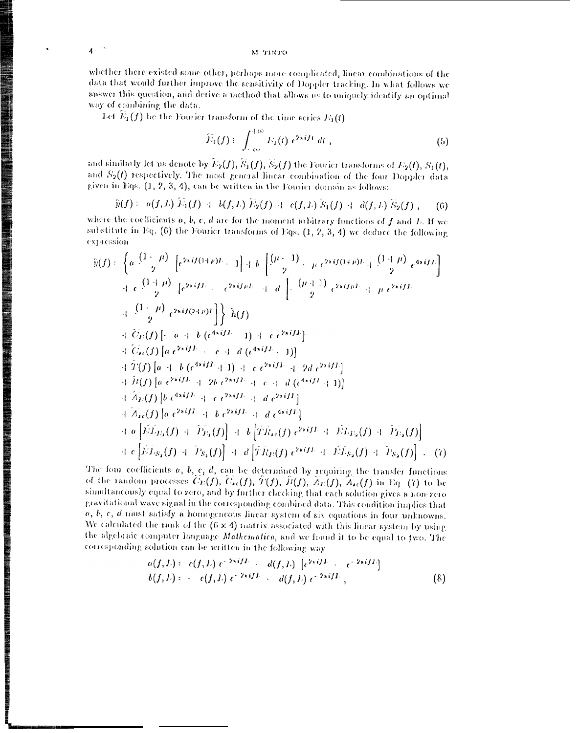whether there existed some other, perhaps more complicated, linear combinations of the data that would further improve the sensitivity of Doppler tracking. In what follows we answer this question, and derive a method that allows us to uniquely identify an optimal way of combining the data.

Let $\tilde{E}_1(f)$ be the Fourier transform of the time series $E_1(t)$

$$\tilde{E}_1(f) = \int_{-\infty}^{+\infty} E_1(t)\, e^{2\pi i f t}\, dt\,, \tag{5}$$

and similarly let us denote by $\tilde{E}_2(f)$, $\tilde{S}_1(f)$, $\tilde{S}_2(f)$ the Fourier transforms of $E_2(t)$, $S_1(t)$, and $S_2(t)$ respectively. The most general linear combination of the four Doppler data given in Eqs. (1, 2, 3, 4), can be written in the Fourier domain as follows:

$$\tilde{y}(f) = a(f,L)\, \tilde{E}_1(f) + b(f,L)\, \tilde{E}_2(f) + c(f,L)\, \tilde{S}_1(f) + d(f,L)\, \tilde{S}_2(f)\,, \tag{6}$$

where the coefficients $a$, $b$, $c$, $d$ are for the moment arbitrary functions of $f$ and $L$. If we substitute in Eq. (6) the Fourier transforms of Eqs. (1, 2, 3, 4) we deduce the following expression

$$
\begin{aligned}
\tilde{y}(f) = &\left\{ a \frac{(1-\mu)}{2} \left[e^{2\pi i f(1+\mu)L} - 1\right] + b \left[\frac{(\mu-1)}{2} - \mu\, e^{2\pi i f(1+\mu)L} + \frac{(1+\mu)}{2}\, e^{4\pi i f L}\right] \right. \\
&+ c \frac{(1+\mu)}{2} \left[e^{2\pi i f L} - e^{2\pi i f \mu L}\right] + d \left[-\frac{(\mu+1)}{2}\, e^{2\pi i f \mu L} + \mu\, e^{2\pi i f L} \right. \\
&\left.\left. + \frac{(1-\mu)}{2}\, e^{2\pi i f(2+\mu)L}\right]\right\} \tilde{h}(f) \\
&+ \tilde{C}_E(f) \left[-a + b\,(e^{4\pi i f L} - 1) + c\, e^{2\pi i f L}\right] \\
&+ \tilde{C}_{sc}(f) \left[a\, e^{2\pi i f L} - c + d\,(e^{4\pi i f L} - 1)\right] \\
&+ \tilde{T}(f) \left[a + b\,(e^{4\pi i f L} + 1) + c\, e^{2\pi i f L} + 2d\, e^{2\pi i f L}\right] \\
&+ \tilde{B}(f) \left[a\, e^{2\pi i f L} + 2b\, e^{2\pi i f L} + c + d\,(e^{4\pi i f L} + 1)\right] \\
&+ \tilde{A}_E(f) \left[b\, e^{4\pi i f L} + c\, e^{2\pi i f L} + d\, e^{2\pi i f L}\right] \\
&+ \tilde{A}_{sc}(f) \left[a\, e^{2\pi i f L} + b\, e^{2\pi i f L} + d\, e^{4\pi i f L}\right] \\
&+ a \left[\tilde{EL}_{E_1}(f) + \tilde{P}_{E_1}(f)\right] + b \left[\tilde{TR}_{sc}(f)\, e^{2\pi i f L} + \tilde{EL}_{E_2}(f) + \tilde{P}_{E_2}(f)\right] \\
&+ c \left[\tilde{EL}_{S_1}(f) + \tilde{P}_{S_1}(f)\right] + d \left[\tilde{TR}_E(f)\, e^{2\pi i f L} + \tilde{EL}_{S_2}(f) + \tilde{P}_{S_2}(f)\right]\,.
\end{aligned} \tag{7}
$$

The four coefficients $a$, $b$, $c$, $d$, can be determined by requiring the transfer functions of the random processes $\tilde{C}_E(f)$, $\tilde{C}_{sc}(f)$, $\tilde{T}(f)$, $\tilde{B}(f)$, $\tilde{A}_E(f)$, $\tilde{A}_{sc}(f)$ in Eq. (7) to be simultaneously equal to zero, and by further checking that each solution gives a non-zero gravitational wave signal in the corresponding combined data. This condition implies that $a$, $b$, $c$, $d$ must satisfy a homogeneous linear system of six equations in four unknowns. We calculated the rank of the $(6 \times 4)$ matrix associated with this linear system by using the algebraic computer language *Mathematica*, and we found it to be equal to two. The corresponding solution can be written in the following way

$$
\begin{aligned}
a(f,L) &= c(f,L)\, e^{-2\pi i f L} - d(f,L) \left[e^{2\pi i f L} - e^{-2\pi i f L}\right] \\
b(f,L) &= -c(f,L)\, e^{-2\pi i f L} - d(f,L)\, e^{-2\pi i f L}\,,
\end{aligned} \tag{8}
$$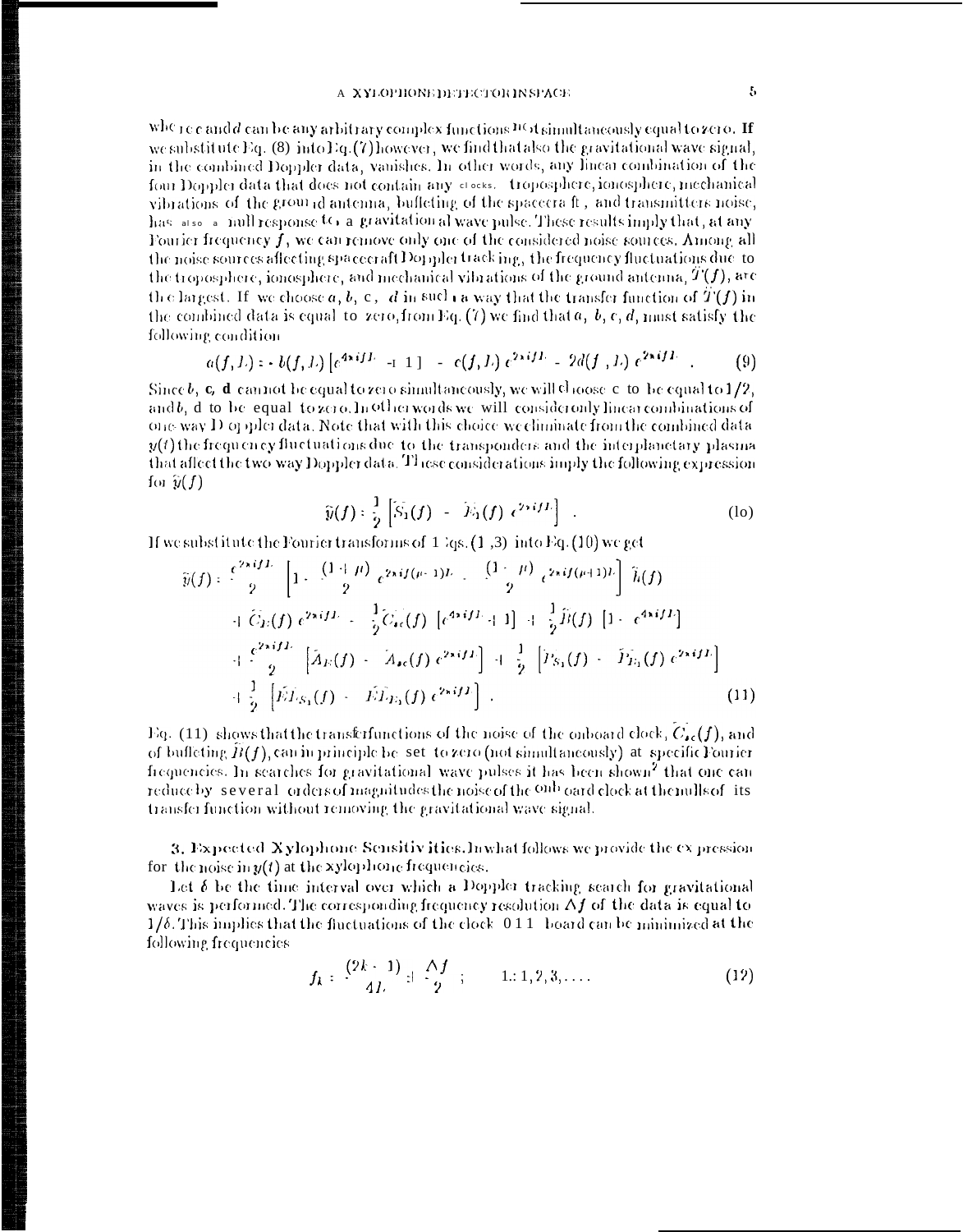where $c$ and $d$ can be any arbitrary complex functions not simultaneously equal to zero. If we substitute Eq. (8) into Eq. (7) however, we find that also the gravitational wave signal, in the combined Doppler data, vanishes. In other words, any linear combination of the four Doppler data that does not contain any clocks, troposphere, ionosphere, mechanical vibrations of the ground antenna, buffeting of the spacecraft, and transmitters noise, has also a null response to a gravitational wave pulse. These results imply that, at any Fourier frequency $f$, we can remove only one of the considered noise sources. Among all the noise sources affecting spacecraft Doppler tracking, the frequency fluctuations due to the troposphere, ionosphere, and mechanical vibrations of the ground antenna, $\tilde{T}(f)$, are the largest. If we choose $a$, $b$, $c$, $d$ in such a way that the transfer function of $\tilde{T}(f)$ in the combined data is equal to zero, from Eq. (7) we find that $a$, $b$, $c$, $d$, must satisfy the following condition

$$a(f, L) = -b(f, L)\left[e^{4\pi i f L} + 1\right] - c(f, L)\, e^{2\pi i f L} - 2d(f, L)\, e^{2\pi i f L} \ . \tag{9}$$

Since $b$, $c$, $d$ cannot be equal to zero simultaneously, we will choose $c$ to be equal to $1/2$, and $b$, $d$ to be equal to zero. In other words we will consider only linear combinations of one-way Doppler data. Note that with this choice we eliminate from the combined data $y(t)$ the frequency fluctuations due to the transponders and the interplanetary plasma that affect the two way Doppler data. These considerations imply the following expression for $\tilde{y}(f)$

$$\tilde{y}(f) = \frac{1}{2}\left[\tilde{S}_1(f) - \tilde{E}_1(f)\, e^{2\pi i f L}\right] \ . \tag{10}$$

If we substitute the Fourier transforms of Eqs. (1,3) into Eq. (10) we get

$$\begin{aligned}
\tilde{y}(f) = \; & \frac{e^{2\pi i f L}}{2}\left[1 - \frac{(1+\mu)}{2}\, e^{2\pi i f(\mu-1)L} - \frac{(1-\mu)}{2}\, e^{2\pi i f(\mu+1)L}\right] \tilde{h}(f) \\
& + \tilde{C}_E(f)\, e^{2\pi i f L} - \frac{1}{2}\tilde{C}_{sc}(f)\left[e^{4\pi i f L} + 1\right] + \frac{1}{2}\tilde{B}(f)\left[1 - e^{4\pi i f L}\right] \\
& + \frac{e^{2\pi i f L}}{2}\left[\tilde{A}_E(f) - \tilde{A}_{sc}(f)\, e^{2\pi i f L}\right] + \frac{1}{2}\left[\tilde{P}_{S_1}(f) - \tilde{P}_{E_1}(f)\, e^{2\pi i f L}\right] \\
& + \frac{1}{2}\left[\tilde{EL}_{S_1}(f) - \tilde{EL}_{E_1}(f)\, e^{2\pi i f L}\right] \ .
\end{aligned} \tag{11}$$

Eq. (11) shows that the transfer functions of the noise of the onboard clock, $\tilde{C}_{sc}(f)$, and of buffeting $\tilde{B}(f)$, can in principle be set to zero (not simultaneously) at specific Fourier frequencies. In searches for gravitational wave pulses it has been shown[2] that one can reduce by several orders of magnitudes the noise of the onboard clock at the nulls of its transfer function without removing the gravitational wave signal.

**3. Expected Xylophone Sensitivities.** In what follows we provide the expression for the noise in $y(t)$ at the xylophone frequencies.

Let $\delta$ be the time interval over which a Doppler tracking search for gravitational waves is performed. The corresponding frequency resolution $\Delta f$ of the data is equal to $1/\delta$. This implies that the fluctuations of the clock on board can be minimized at the following frequencies

$$f_k = \frac{(2k-1)}{4L} \pm \frac{\Delta f}{2} \ ; \qquad k = 1, 2, 3, \ldots \tag{12}$$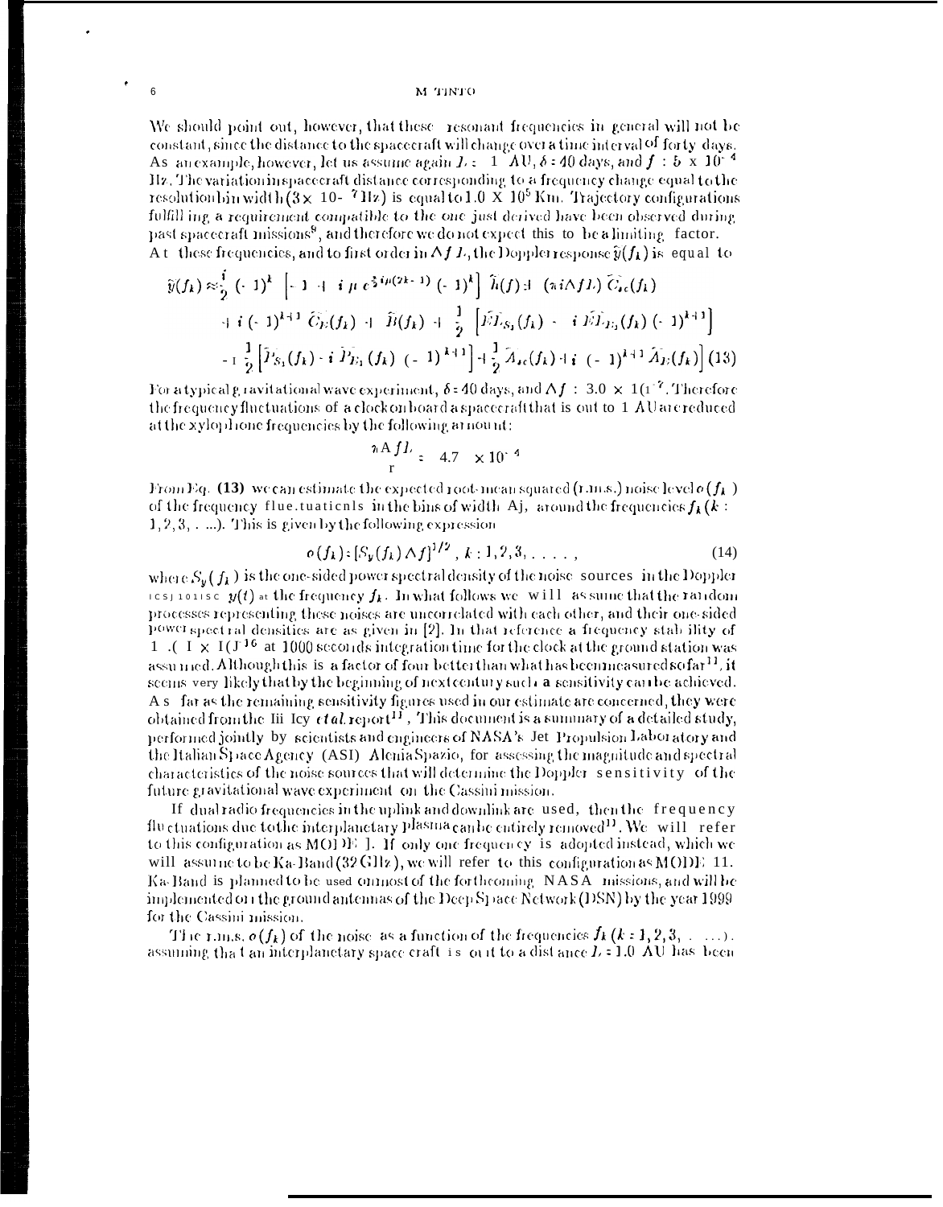We should point out, however, that these resonant frequencies in general will not be constant, since the distance to the spacecraft will change over a time interval of forty days. As an example, however, let us assume again $L = 1$ AU, $\delta = 40$ days, and $f = 5 \times 10^{-4}$ Hz. The variation in spacecraft distance corresponding to a frequency change equal to the resolution bin width ($3 \times 10^{-7}$ Hz) is equal to $1.0 \times 10^5$ Km. Trajectory configurations fulfilling a requirement compatible to the one just derived have been observed during past spacecraft missions[9], and therefore we do not expect this to be a limiting factor.
At these frequencies, and to first order in $\Delta f\, L$, the Doppler response $\tilde{y}(f_k)$ is equal to

$$\tilde{y}(f_k) \approx \frac{i}{2} (-1)^k \left[ -1 + i\, \mu\, e^{\frac{1}{2} i\mu(2k-1)} (-1)^k \right] \tilde{h}(f) + (\pi i \Delta f L)\, \tilde{C}_{sc}(f_k)$$
$$+ i\, (-1)^{k+1}\, \tilde{C}_E(f_k) + \tilde{B}(f_k) + \frac{1}{2} \left[ \tilde{EL}_{S_1}(f_k) - i\, \tilde{EL}_{E_1}(f_k)\, (-1)^{k+1} \right]$$
$$+ \frac{1}{2} \left[ \tilde{P}_{S_1}(f_k) - i\, \tilde{P}_{E_1}(f_k)\, (-1)^{k+1} \right] + \frac{1}{2} \tilde{A}_{sc}(f_k) + i\, (-1)^{k+1} \tilde{A}_E(f_k) \Big] \quad (13)$$

For a typical gravitational wave experiment, $\delta = 40$ days, and $\Delta f = 3.0 \times 10^{-7}$. Therefore the frequency fluctuations of a clock on board a spacecraft that is out to 1 AU are reduced at the xylophone frequencies by the following amount:

$$\frac{\pi \Delta f L}{c} = 4.7 \times 10^{-4}$$

From Eq. (13) we can estimate the expected root-mean squared (r.m.s.) noise level $\sigma(f_k)$ of the frequency fluctuations in the bins of width $\Delta f$, around the frequencies $f_k$ ($k = 1, 2, 3, \ldots$). This is given by the following expression

$$\sigma(f_k) = [S_y(f_k)\, \Delta f]^{1/2}, \; k = 1, 2, 3, \ldots, \quad (14)$$

where $S_y(f_k)$ is the one-sided power spectral density of the noise sources in the Doppler response $y(t)$ at the frequency $f_k$. In what follows we will assume that the random processes representing these noises are uncorrelated with each other, and their one-sided power spectral densities are as given in [2]. In that reference a frequency stability of $1.0 \times 10^{-16}$ at 1000 seconds integration time for the clock at the ground station was assumed. Although this is a factor of four better than what has been measured so far[11], it seems very likely that by the beginning of next century such a sensitivity can be achieved. As far as the remaining sensitivity figures used in our estimate are concerned, they were obtained from the Iiı Icy *et al.* report[11], This document is a summary of a detailed study, performed jointly by scientists and engineers of NASA's Jet Propulsion Laboratory and the Italian Space Agency (ASI) Alenia Spazio, for assessing the magnitude and spectral characteristics of the noise sources that will determine the Doppler sensitivity of the future gravitational wave experiment on the Cassini mission.

If dual radio frequencies in the uplink and downlink are used, then the frequency fluctuations due to the interplanetary plasma can be entirely removed[12]. We will refer to this configuration as MODE I. If only one frequency is adopted instead, which we will assume to be Ka-Band (32 GHz), we will refer to this configuration as MODE II. Ka-Band is planned to be used on most of the forthcoming NASA missions, and will be implemented on the ground antennas of the Deep Space Network (DSN) by the year 1999 for the Cassini mission.

The r.m.s. $\sigma(f_k)$ of the noise as a function of the frequencies $f_k$ ($k = 1, 2, 3, \ldots$), assuming that an interplanetary spacecraft is out to a distance $L = 1.0$ AU has been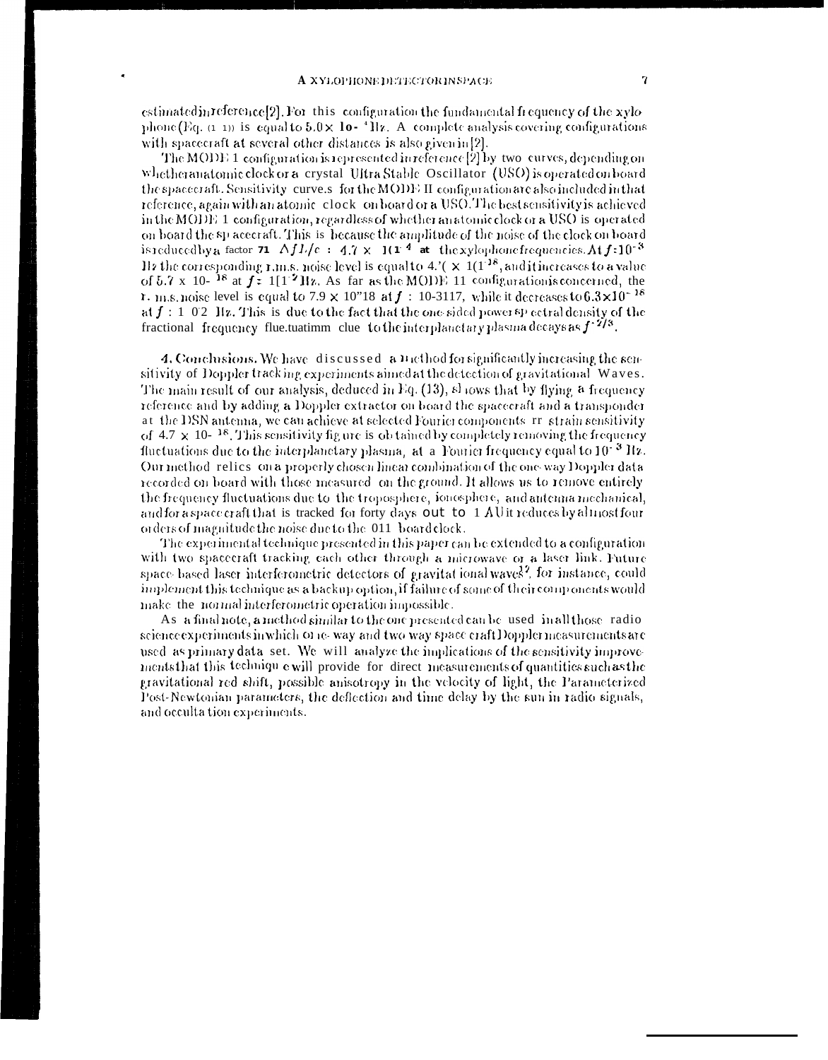estimated in reference [2]. For this configuration the fundamental frequency of the xylophone (Eq. (11)) is equal to $5.0 \times 10^{-4}$ Hz. A complete analysis covering configurations with spacecraft at several other distances is also given in [2].

The MODE 1 configuration is represented in reference [2] by two curves, depending on whether an atomic clock or a crystal Ultra Stable Oscillator (USO) is operated on board the spacecraft. Sensitivity curves for the MODE II configuration are also included in that reference, again with an atomic clock on board or a USO. The best sensitivity is achieved in the MODE 1 configuration, regardless of whether an atomic clock or a USO is operated on board the spacecraft. This is because the amplitude of the noise of the clock on board is reduced by a factor $\Delta f L/c$ : $4.7 \times 10^{-4}$ at the xylophone frequencies. At $f = 10^{-3}$ Hz the corresponding r.m.s. noise level is equal to $4.7 \times 10^{-18}$, and it increases to a value of $5.7 \times 10^{-18}$ at $f = 10^{-2}$ Hz. As far as the MODE II configuration is concerned, the r.m.s. noise level is equal to $7.9 \times 10^{-18}$ at $f = 10^{-3}$ Hz, while it decreases to $6.3 \times 10^{-18}$ at $f = 10^{-2}$ Hz. This is due to the fact that the one-sided power spectral density of the fractional frequency fluctuations due to the interplanetary plasma decays as $f^{-2/3}$.

**4. Conclusions.** We have discussed a method for significantly increasing the sensitivity of Doppler tracking experiments aimed at the detection of gravitational waves. The main result of our analysis, deduced in Eq. (13), shows that by flying a frequency reference and by adding a Doppler extractor on board the spacecraft and a transponder at the DSN antenna, we can achieve at selected Fourier components a strain sensitivity of $4.7 \times 10^{-18}$. This sensitivity figure is obtained by completely removing the frequency fluctuations due to the interplanetary plasma, at a Fourier frequency equal to $10^{-3}$ Hz. Our method relies on a properly chosen linear combination of the one-way Doppler data recorded on board with those measured on the ground. It allows us to remove entirely the frequency fluctuations due to the troposphere, ionosphere, and antenna mechanical, and for a spacecraft that is tracked for forty days out to 1 AU it reduces by almost four orders of magnitude the noise due to the on board clock.

The experimental technique presented in this paper can be extended to a configuration with two spacecraft tracking each other through a microwave or a laser link. Future space-based laser interferometric detectors of gravitational waves[12], for instance, could implement this technique as a backup option, if failure of some of their components would make the normal interferometric operation impossible.

As a final note, a method similar to the one presented can be used in all those radio science experiments in which one-way and two-way spacecraft Doppler measurements are used as primary data set. We will analyze the implications of the sensitivity improvements that this technique will provide for direct measurements of quantities such as the gravitational red shift, possible anisotropy in the velocity of light, the Parameterized Post-Newtonian parameters, the deflection and time delay by the sun in radio signals, and occultation experiments.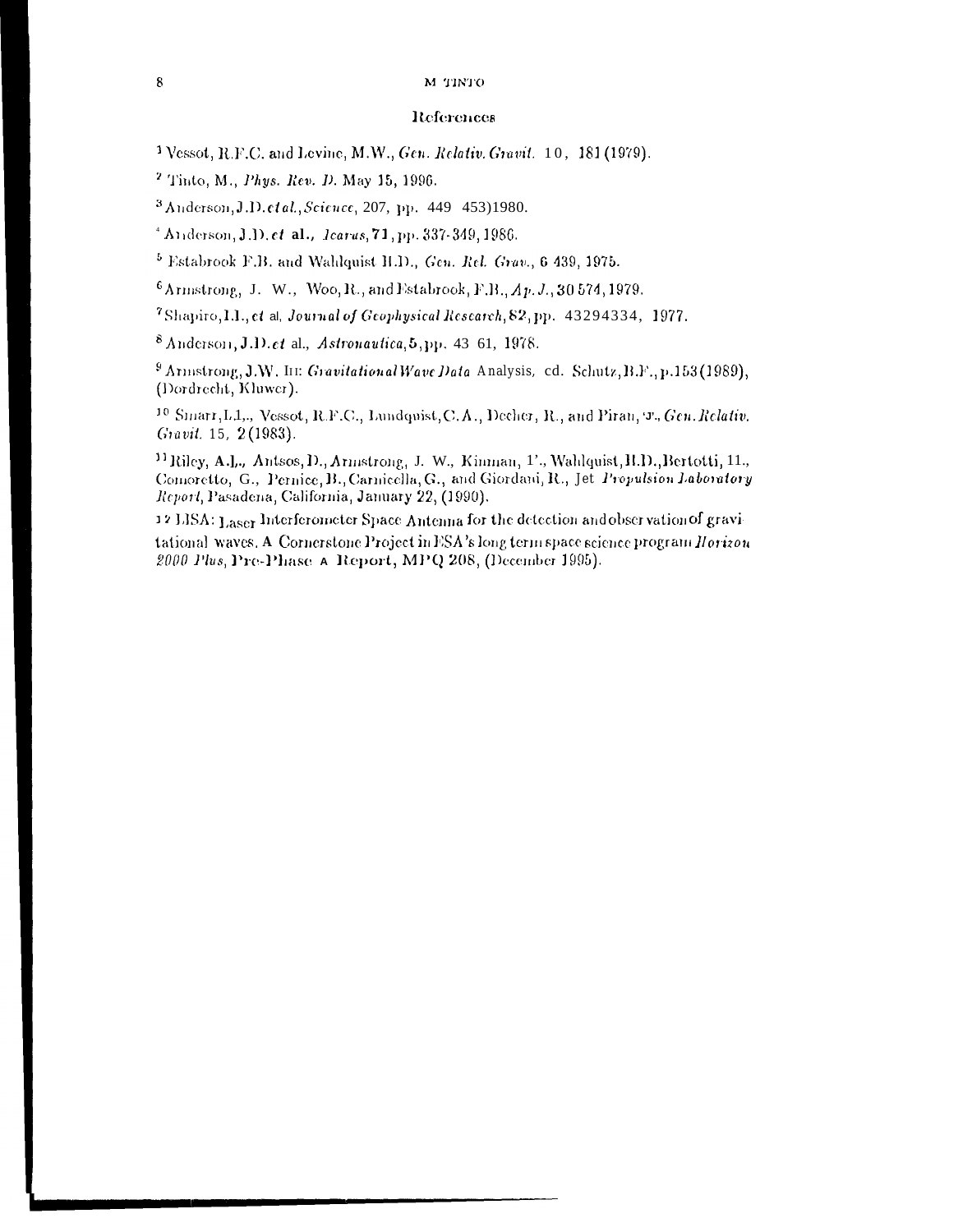## References

[1] Vessot, R.F.C. and Levine, M.W., *Gen. Relativ. Gravit.* 10, 181 (1979).

[2] Tinto, M., *Phys. Rev. D.* May 15, 1996.

[3] Anderson, J.D. *et al.*, *Science*, 207, pp. 449 453)1980.

[4] Anderson, J.D. *et* al., *Icarus*, 71, pp. 337-349, 1986.

[5] Estabrook F.B. and Wahlquist H.D., *Gen. Rel. Grav.*, 6 439, 1975.

[6] Armstrong, J. W., Woo, R., and Estabrook, F.B., *Ap. J.*, 30 574, 1979.

[7] Shapiro, I.I., *et* al, *Journal of Geophysical Research*, 82, pp. 43294334, 1977.

[8] Anderson, J.D. *et* al., *Astronautica*, 5, pp. 43 61, 1978.

[9] Armstrong, J.W. In: *Gravitational Wave Data* Analysis, ed. Schutz, B.F., p.153 (1989), (Dordrecht, Kluwer).

[10] Smarr, L.L., Vessot, R.F.C., Lundquist, C.A., Decher, R., and Piran, T., *Gen. Relativ. Gravit.* 15, 2 (1983).

[11] Riley, A.L., Antsos, D., Armstrong, J. W., Kinman, P., Wahlquist, H.D., Bertotti, B., Comoretto, G., Pernice, B., Carnicella, G., and Giordani, R., Jet *Propulsion Laboratory Report*, Pasadena, California, January 22, (1990).

[12] LISA: Laser Interferometer Space Antenna for the detection and observation of gravitational waves. A Cornerstone Project in ESA's long term space science program *Horizon 2000 Plus*, Pre-Phase A Report, MPQ 208, (December 1995).